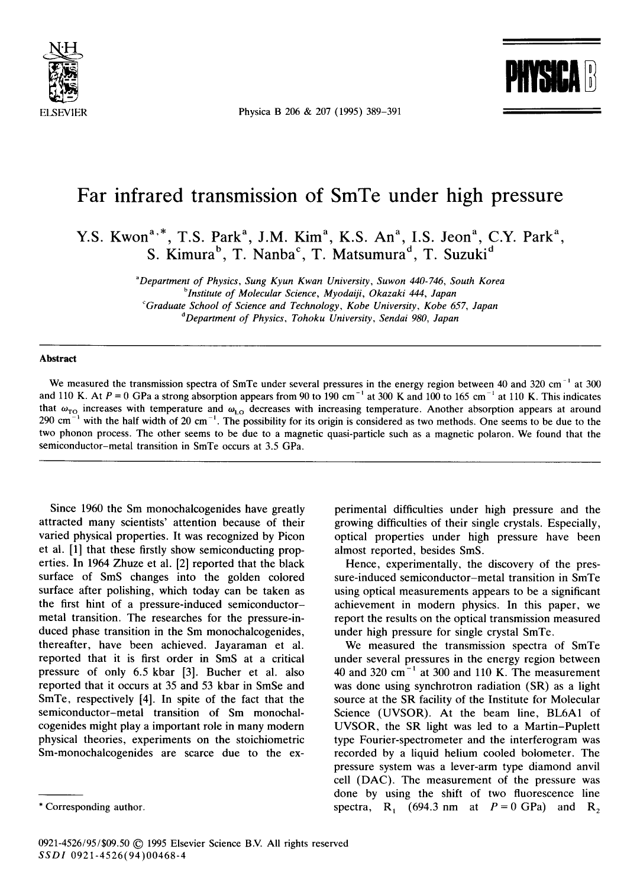# Far infrared transmission of SmTe under high pressure

Y.S. Kwon[a,*], T.S. Park[a], J.M. Kim[a], K.S. An[a], I.S. Jeon[a], C.Y. Park[a], S. Kimura[b], T. Nanba[c], T. Matsumura[d], T. Suzuki[d]

[a]Department of Physics, Sung Kyun Kwan University, Suwon 440-746, South Korea
[b]Institute of Molecular Science, Myodaiji, Okazaki 444, Japan
[c]Graduate School of Science and Technology, Kobe University, Kobe 657, Japan
[d]Department of Physics, Tohoku University, Sendai 980, Japan

## Abstract

We measured the transmission spectra of SmTe under several pressures in the energy region between 40 and 320 $cm^{-1}$ at 300 and 110 K. At $P = 0$ GPa a strong absorption appears from 90 to 190 $cm^{-1}$ at 300 K and 100 to 165 $cm^{-1}$ at 110 K. This indicates that $\omega_{TO}$ increases with temperature and $\omega_{LO}$ decreases with increasing temperature. Another absorption appears at around 290 $cm^{-1}$ with the half width of 20 $cm^{-1}$. The possibility for its origin is considered as two methods. One seems to be due to the two phonon process. The other seems to be due to a magnetic quasi-particle such as a magnetic polaron. We found that the semiconductor–metal transition in SmTe occurs at 3.5 GPa.

Since 1960 the Sm monochalcogenides have greatly attracted many scientists' attention because of their varied physical properties. It was recognized by Picon et al. [1] that these firstly show semiconducting properties. In 1964 Zhuze et al. [2] reported that the black surface of SmS changes into the golden colored surface after polishing, which today can be taken as the first hint of a pressure-induced semiconductor–metal transition. The researches for the pressure-induced phase transition in the Sm monochalcogenides, thereafter, have been achieved. Jayaraman et al. reported that it is first order in SmS at a critical pressure of only 6.5 kbar [3]. Bucher et al. also reported that it occurs at 35 and 53 kbar in SmSe and SmTe, respectively [4]. In spite of the fact that the semiconductor–metal transition of Sm monochalcogenides might play a important role in many modern physical theories, experiments on the stoichiometric Sm-monochalcogenides are scarce due to the experimental difficulties under high pressure and the growing difficulties of their single crystals. Especially, optical properties under high pressure have been almost reported, besides SmS.

Hence, experimentally, the discovery of the pressure-induced semiconductor–metal transition in SmTe using optical measurements appears to be a significant achievement in modern physics. In this paper, we report the results on the optical transmission measured under high pressure for single crystal SmTe.

We measured the transmission spectra of SmTe under several pressures in the energy region between 40 and 320 $cm^{-1}$ at 300 and 110 K. The measurement was done using synchrotron radiation (SR) as a light source at the SR facility of the Institute for Molecular Science (UVSOR). At the beam line, BL6A1 of UVSOR, the SR light was led to a Martin–Puplett type Fourier-spectrometer and the interferogram was recorded by a liquid helium cooled bolometer. The pressure system was a lever-arm type diamond anvil cell (DAC). The measurement of the pressure was done by using the shift of two fluorescence line spectra, $R_1$ (694.3 nm at $P = 0$ GPa) and $R_2$

* Corresponding author.

0921-4526/95/$09.50 © 1995 Elsevier Science B.V. All rights reserved
SSDI 0921-4526(94)00468-4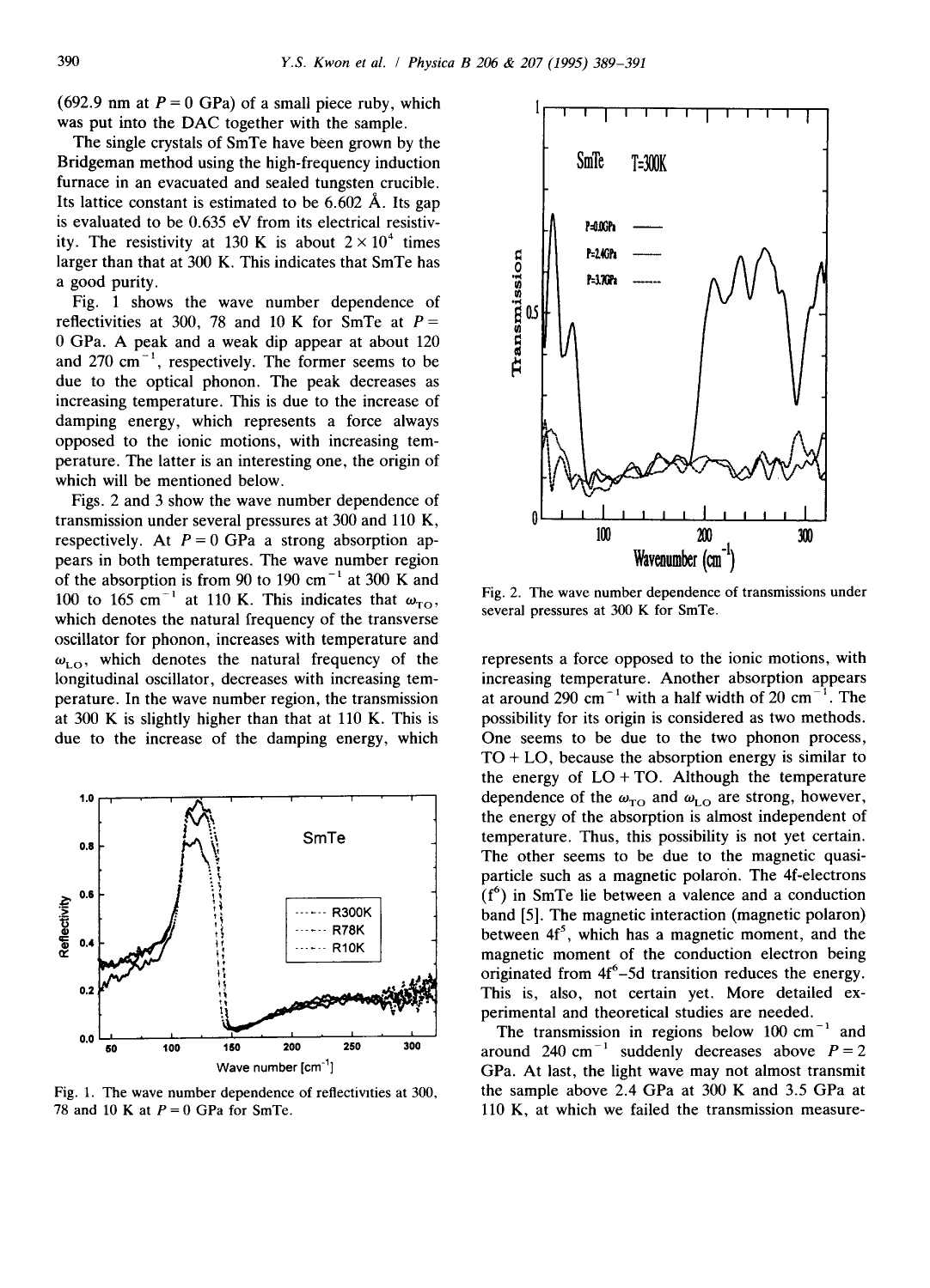(692.9 nm at $P = 0$ GPa) of a small piece ruby, which was put into the DAC together with the sample.

The single crystals of SmTe have been grown by the Bridgeman method using the high-frequency induction furnace in an evacuated and sealed tungsten crucible. Its lattice constant is estimated to be 6.602 Å. Its gap is evaluated to be 0.635 eV from its electrical resistivity. The resistivity at 130 K is about $2 \times 10^4$ times larger than that at 300 K. This indicates that SmTe has a good purity.

Fig. 1 shows the wave number dependence of reflectivities at 300, 78 and 10 K for SmTe at $P = 0$ GPa. A peak and a weak dip appear at about 120 and 270 $cm^{-1}$, respectively. The former seems to be due to the optical phonon. The peak decreases as increasing temperature. This is due to the increase of damping energy, which represents a force always opposed to the ionic motions, with increasing temperature. The latter is an interesting one, the origin of which will be mentioned below.

Figs. 2 and 3 show the wave number dependence of transmission under several pressures at 300 and 110 K, respectively. At $P = 0$ GPa a strong absorption appears in both temperatures. The wave number region of the absorption is from 90 to 190 $cm^{-1}$ at 300 K and 100 to 165 $cm^{-1}$ at 110 K. This indicates that $\omega_{TO}$, which denotes the natural frequency of the transverse oscillator for phonon, increases with temperature and $\omega_{LO}$, which denotes the natural frequency of the longitudinal oscillator, decreases with increasing temperature. In the wave number region, the transmission at 300 K is slightly higher than that at 110 K. This is due to the increase of the damping energy, which represents a force opposed to the ionic motions, with increasing temperature. Another absorption appears at around 290 $cm^{-1}$ with a half width of 20 $cm^{-1}$. The possibility for its origin is considered as two methods. One seems to be due to the two phonon process, TO + LO, because the absorption energy is similar to the energy of LO + TO. Although the temperature dependence of the $\omega_{TO}$ and $\omega_{LO}$ are strong, however, the energy of the absorption is almost independent of temperature. Thus, this possibility is not yet certain. The other seems to be due to the magnetic quasiparticle such as a magnetic polaron. The 4f-electrons ($f^6$) in SmTe lie between a valence and a conduction band [5]. The magnetic interaction (magnetic polaron) between $4f^5$, which has a magnetic moment, and the magnetic moment of the conduction electron being originated from $4f^6$–5d transition reduces the energy. This is, also, not certain yet. More detailed experimental and theoretical studies are needed.

The transmission in regions below 100 $cm^{-1}$ and around 240 $cm^{-1}$ suddenly decreases above $P = 2$ GPa. At last, the light wave may not almost transmit the sample above 2.4 GPa at 300 K and 3.5 GPa at 110 K, at which we failed the transmission measure-

SmTe

R300K
R78K
R10K

Reflectivity

Wave number [cm$^{-1}$]

Fig. 1. The wave number dependence of reflectivities at 300, 78 and 10 K at $P = 0$ GPa for SmTe.

SmTe T=300K

P=0.0GPa
P=2.4GPa
P=3.7GPa

Transmission

Wavenumber (cm$^{-1}$)

Fig. 2. The wave number dependence of transmissions under several pressures at 300 K for SmTe.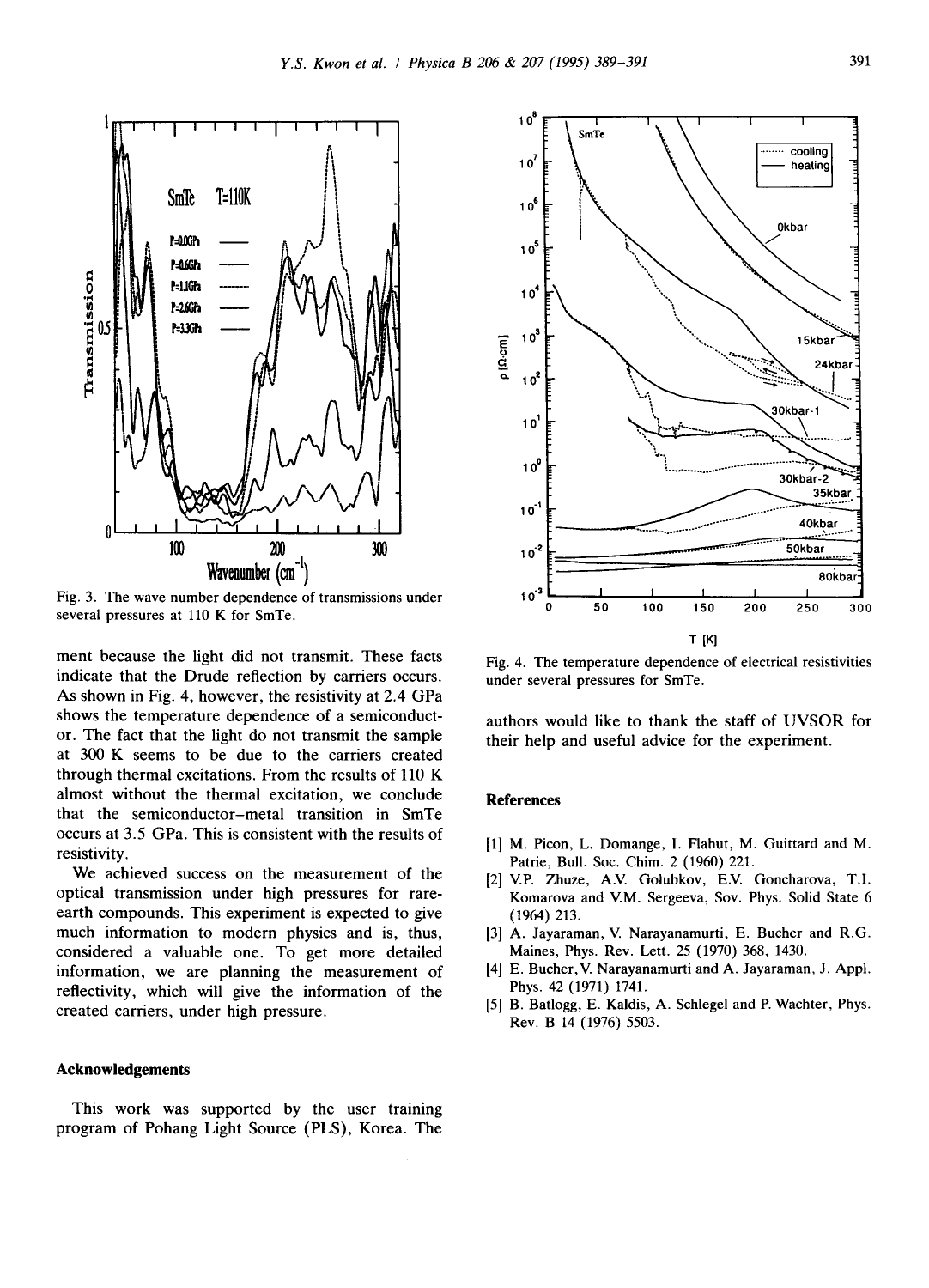SmTe T=110K

P=0.0GPa

P=0.6GPa

P=1.1GPa

P=2.6GPa

P=3.3GPa

Transmission

1

0.5

0

100

200

300

Wavenumber (cm$^{-1}$)

Fig. 3. The wave number dependence of transmissions under several pressures at 110 K for SmTe.

SmTe

cooling

heating

0kbar

15kbar

24kbar

30kbar-1

30kbar-2

35kbar

40kbar

50kbar

80kbar

ρ [Ω-cm]

$10^8$

$10^7$

$10^6$

$10^5$

$10^4$

$10^3$

$10^2$

$10^1$

$10^0$

$10^{-1}$

$10^{-2}$

$10^{-3}$

0

50

100

150

200

250

300

T [K]

Fig. 4. The temperature dependence of electrical resistivities under several pressures for SmTe.

ment because the light did not transmit. These facts indicate that the Drude reflection by carriers occurs. As shown in Fig. 4, however, the resistivity at 2.4 GPa shows the temperature dependence of a semiconductor. The fact that the light do not transmit the sample at 300 K seems to be due to the carriers created through thermal excitations. From the results of 110 K almost without the thermal excitation, we conclude that the semiconductor–metal transition in SmTe occurs at 3.5 GPa. This is consistent with the results of resistivity.

We achieved success on the measurement of the optical transmission under high pressures for rare-earth compounds. This experiment is expected to give much information to modern physics and is, thus, considered a valuable one. To get more detailed information, we are planning the measurement of reflectivity, which will give the information of the created carriers, under high pressure.

## Acknowledgements

This work was supported by the user training program of Pohang Light Source (PLS), Korea. The authors would like to thank the staff of UVSOR for their help and useful advice for the experiment.

## References

[1] M. Picon, L. Domange, I. Flahut, M. Guittard and M. Patrie, Bull. Soc. Chim. 2 (1960) 221.

[2] V.P. Zhuze, A.V. Golubkov, E.V. Goncharova, T.I. Komarova and V.M. Sergeeva, Sov. Phys. Solid State 6 (1964) 213.

[3] A. Jayaraman, V. Narayanamurti, E. Bucher and R.G. Maines, Phys. Rev. Lett. 25 (1970) 368, 1430.

[4] E. Bucher, V. Narayanamurti and A. Jayaraman, J. Appl. Phys. 42 (1971) 1741.

[5] B. Batlogg, E. Kaldis, A. Schlegel and P. Wachter, Phys. Rev. B 14 (1976) 5503.